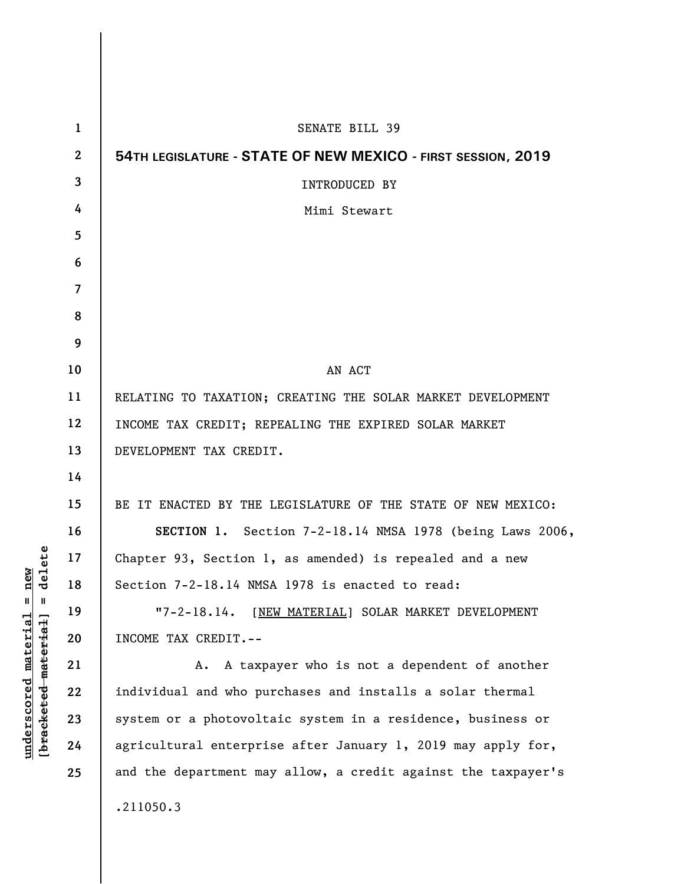SENATE BILL 39

**54TH LEGISLATURE - STATE OF NEW MEXICO - FIRST SESSION, 2019**

INTRODUCED BY

Mimi Stewart

AN ACT

RELATING TO TAXATION; CREATING THE SOLAR MARKET DEVELOPMENT INCOME TAX CREDIT; REPEALING THE EXPIRED SOLAR MARKET DEVELOPMENT TAX CREDIT.

BE IT ENACTED BY THE LEGISLATURE OF THE STATE OF NEW MEXICO:

**SECTION 1.** Section 7-2-18.14 NMSA 1978 (being Laws 2006, Chapter 93, Section 1, as amended) is repealed and a new Section 7-2-18.14 NMSA 1978 is enacted to read:

"7-2-18.14. [<u>NEW MATERIAL</u>] SOLAR MARKET DEVELOPMENT INCOME TAX CREDIT.--

A. A taxpayer who is not a dependent of another individual and who purchases and installs a solar thermal system or a photovoltaic system in a residence, business or agricultural enterprise after January 1, 2019 may apply for, and the department may allow, a credit against the taxpayer's

.211050.3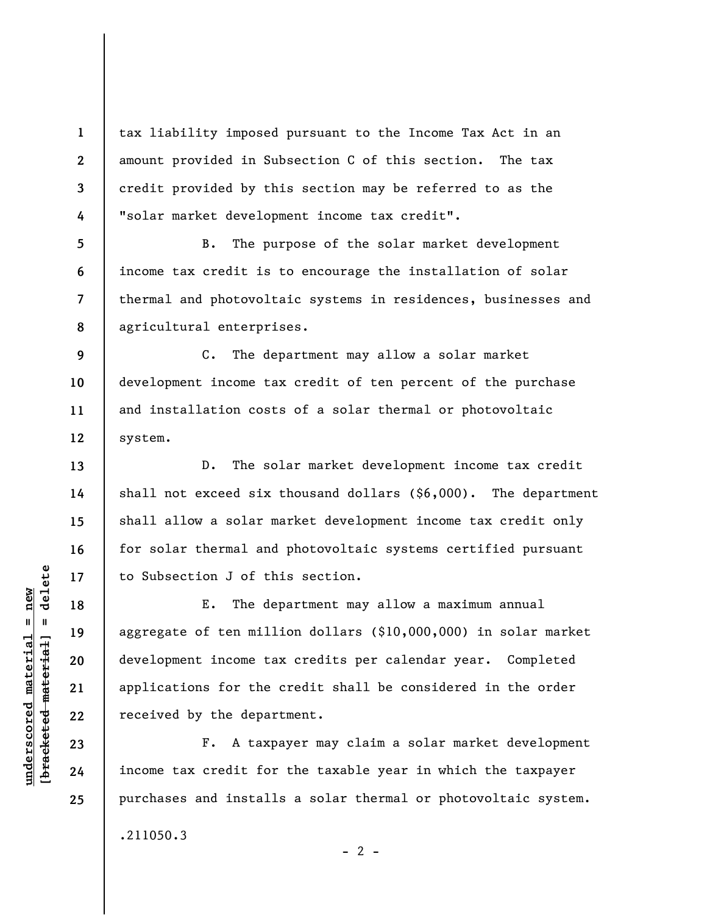tax liability imposed pursuant to the Income Tax Act in an amount provided in Subsection C of this section. The tax credit provided by this section may be referred to as the "solar market development income tax credit".

B. The purpose of the solar market development income tax credit is to encourage the installation of solar thermal and photovoltaic systems in residences, businesses and agricultural enterprises.

C. The department may allow a solar market development income tax credit of ten percent of the purchase and installation costs of a solar thermal or photovoltaic system.

D. The solar market development income tax credit shall not exceed six thousand dollars ($6,000). The department shall allow a solar market development income tax credit only for solar thermal and photovoltaic systems certified pursuant to Subsection J of this section.

E. The department may allow a maximum annual aggregate of ten million dollars ($10,000,000) in solar market development income tax credits per calendar year. Completed applications for the credit shall be considered in the order received by the department.

F. A taxpayer may claim a solar market development income tax credit for the taxable year in which the taxpayer purchases and installs a solar thermal or photovoltaic system.

.211050.3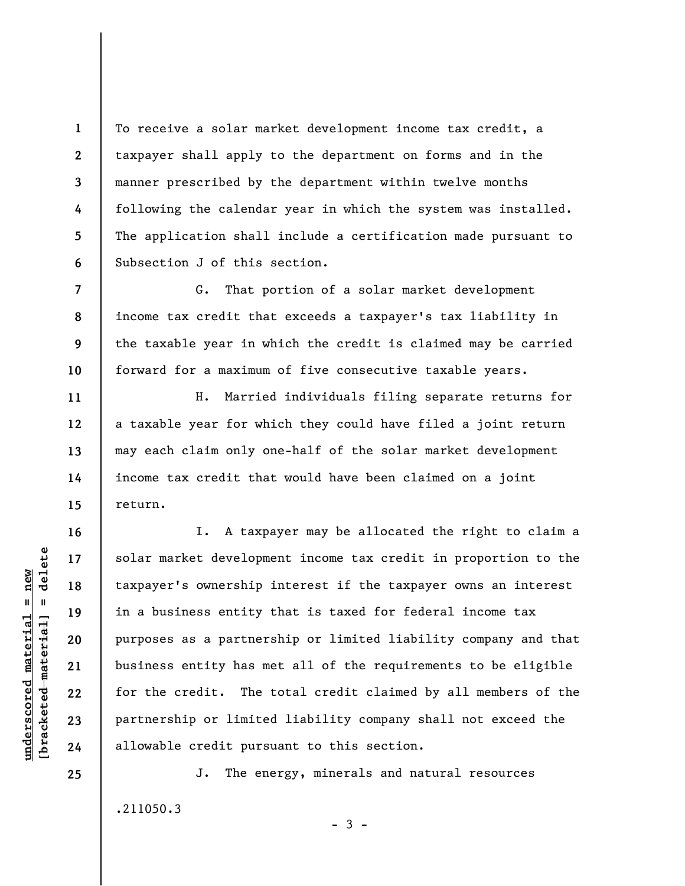To receive a solar market development income tax credit, a taxpayer shall apply to the department on forms and in the manner prescribed by the department within twelve months following the calendar year in which the system was installed. The application shall include a certification made pursuant to Subsection J of this section.

G. That portion of a solar market development income tax credit that exceeds a taxpayer's tax liability in the taxable year in which the credit is claimed may be carried forward for a maximum of five consecutive taxable years.

H. Married individuals filing separate returns for a taxable year for which they could have filed a joint return may each claim only one-half of the solar market development income tax credit that would have been claimed on a joint return.

I. A taxpayer may be allocated the right to claim a solar market development income tax credit in proportion to the taxpayer's ownership interest if the taxpayer owns an interest in a business entity that is taxed for federal income tax purposes as a partnership or limited liability company and that business entity has met all of the requirements to be eligible for the credit. The total credit claimed by all members of the partnership or limited liability company shall not exceed the allowable credit pursuant to this section.

J. The energy, minerals and natural resources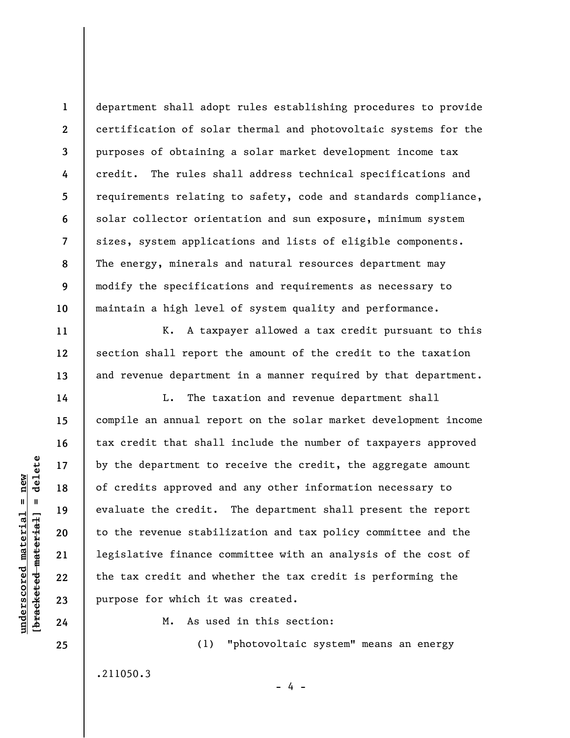department shall adopt rules establishing procedures to provide certification of solar thermal and photovoltaic systems for the purposes of obtaining a solar market development income tax credit. The rules shall address technical specifications and requirements relating to safety, code and standards compliance, solar collector orientation and sun exposure, minimum system sizes, system applications and lists of eligible components. The energy, minerals and natural resources department may modify the specifications and requirements as necessary to maintain a high level of system quality and performance.

K. A taxpayer allowed a tax credit pursuant to this section shall report the amount of the credit to the taxation and revenue department in a manner required by that department.

L. The taxation and revenue department shall compile an annual report on the solar market development income tax credit that shall include the number of taxpayers approved by the department to receive the credit, the aggregate amount of credits approved and any other information necessary to evaluate the credit. The department shall present the report to the revenue stabilization and tax policy committee and the legislative finance committee with an analysis of the cost of the tax credit and whether the tax credit is performing the purpose for which it was created.

M. As used in this section:

(1) "photovoltaic system" means an energy

.211050.3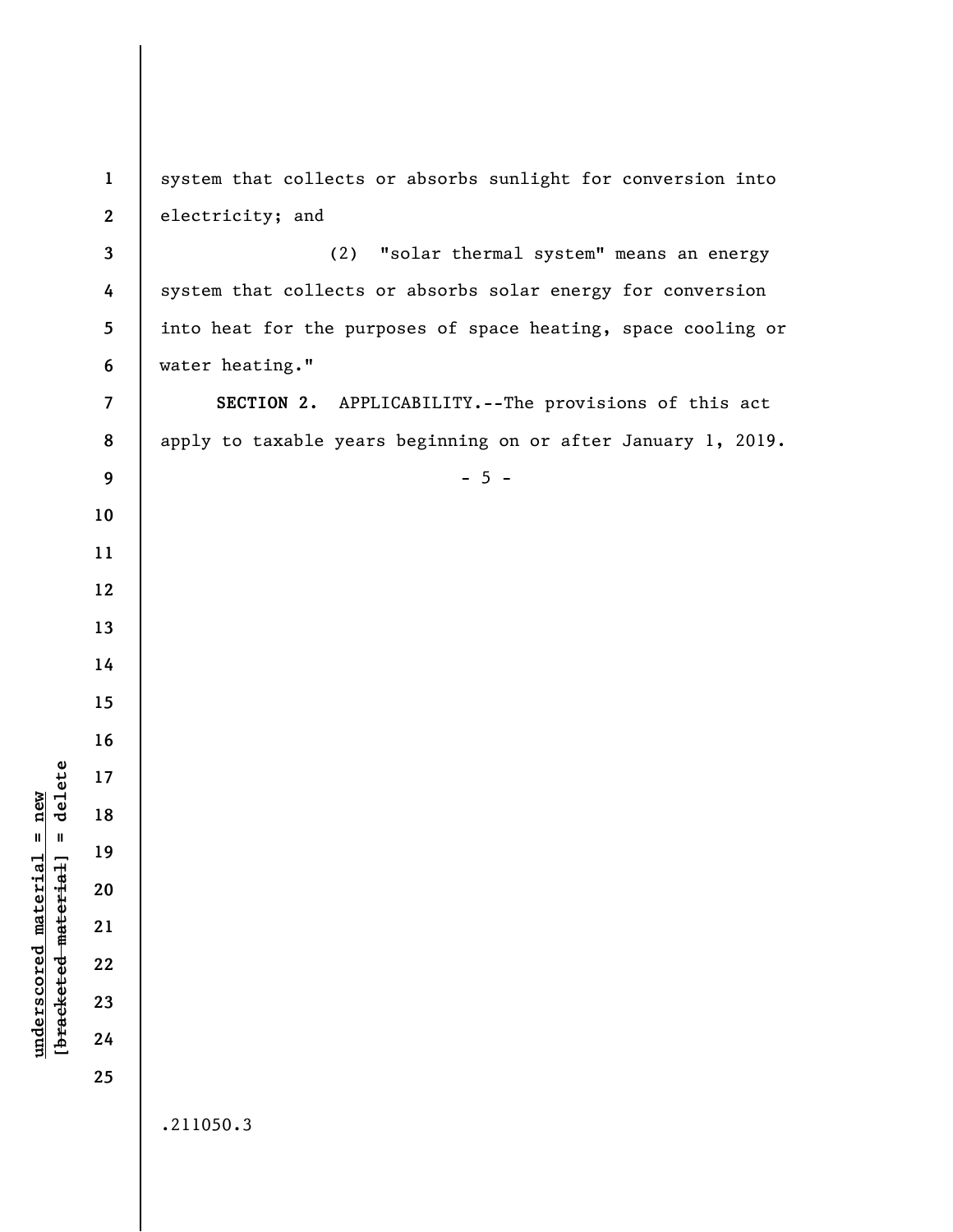system that collects or absorbs sunlight for conversion into electricity; and

(2) "solar thermal system" means an energy system that collects or absorbs solar energy for conversion into heat for the purposes of space heating, space cooling or water heating."

**SECTION 2.** APPLICABILITY.--The provisions of this act apply to taxable years beginning on or after January 1, 2019.

.211050.3